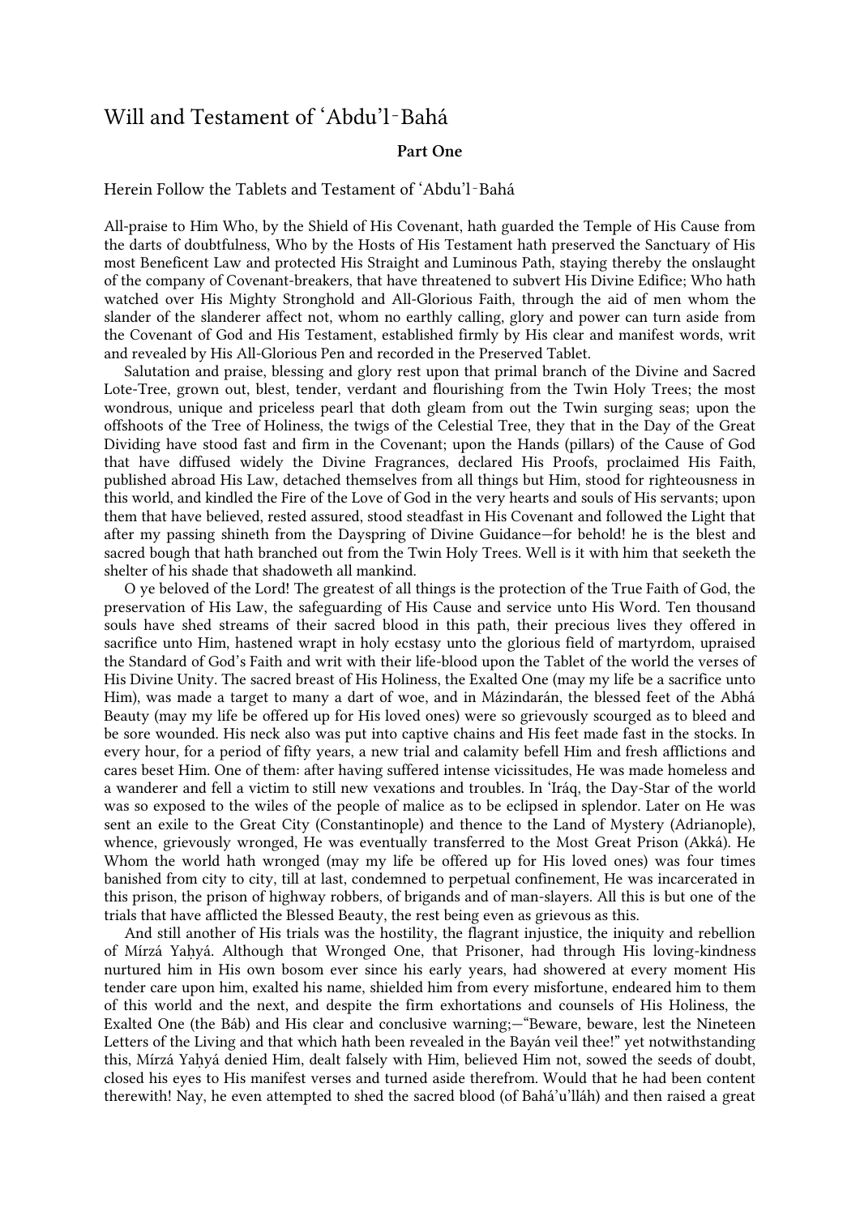# Will and Testament of ʻAbdu'l-Bahá

### Part One

## Herein Follow the Tablets and Testament of ʻAbdu'l-Bahá

All-praise to Him Who, by the Shield of His Covenant, hath guarded the Temple of His Cause from the darts of doubtfulness, Who by the Hosts of His Testament hath preserved the Sanctuary of His most Beneficent Law and protected His Straight and Luminous Path, staying thereby the onslaught of the company of Covenant-breakers, that have threatened to subvert His Divine Edifice; Who hath watched over His Mighty Stronghold and All-Glorious Faith, through the aid of men whom the slander of the slanderer affect not, whom no earthly calling, glory and power can turn aside from the Covenant of God and His Testament, established firmly by His clear and manifest words, writ and revealed by His All-Glorious Pen and recorded in the Preserved Tablet.

Salutation and praise, blessing and glory rest upon that primal branch of the Divine and Sacred Lote-Tree, grown out, blest, tender, verdant and flourishing from the Twin Holy Trees; the most wondrous, unique and priceless pearl that doth gleam from out the Twin surging seas; upon the offshoots of the Tree of Holiness, the twigs of the Celestial Tree, they that in the Day of the Great Dividing have stood fast and firm in the Covenant; upon the Hands (pillars) of the Cause of God that have diffused widely the Divine Fragrances, declared His Proofs, proclaimed His Faith, published abroad His Law, detached themselves from all things but Him, stood for righteousness in this world, and kindled the Fire of the Love of God in the very hearts and souls of His servants; upon them that have believed, rested assured, stood steadfast in His Covenant and followed the Light that after my passing shineth from the Dayspring of Divine Guidance—for behold! he is the blest and sacred bough that hath branched out from the Twin Holy Trees. Well is it with him that seeketh the shelter of his shade that shadoweth all mankind.

O ye beloved of the Lord! The greatest of all things is the protection of the True Faith of God, the preservation of His Law, the safeguarding of His Cause and service unto His Word. Ten thousand souls have shed streams of their sacred blood in this path, their precious lives they offered in sacrifice unto Him, hastened wrapt in holy ecstasy unto the glorious field of martyrdom, upraised the Standard of God's Faith and writ with their life-blood upon the Tablet of the world the verses of His Divine Unity. The sacred breast of His Holiness, the Exalted One (may my life be a sacrifice unto Him), was made a target to many a dart of woe, and in Mázindarán, the blessed feet of the Abhá Beauty (may my life be offered up for His loved ones) were so grievously scourged as to bleed and be sore wounded. His neck also was put into captive chains and His feet made fast in the stocks. In every hour, for a period of fifty years, a new trial and calamity befell Him and fresh afflictions and cares beset Him. One of them: after having suffered intense vicissitudes, He was made homeless and a wanderer and fell a victim to still new vexations and troubles. In ʻIráq, the Day-Star of the world was so exposed to the wiles of the people of malice as to be eclipsed in splendor. Later on He was sent an exile to the Great City (Constantinople) and thence to the Land of Mystery (Adrianople), whence, grievously wronged, He was eventually transferred to the Most Great Prison (Akká). He Whom the world hath wronged (may my life be offered up for His loved ones) was four times banished from city to city, till at last, condemned to perpetual confinement, He was incarcerated in this prison, the prison of highway robbers, of brigands and of man-slayers. All this is but one of the trials that have afflicted the Blessed Beauty, the rest being even as grievous as this.

And still another of His trials was the hostility, the flagrant injustice, the iniquity and rebellion of Mírzá Yaḥyá. Although that Wronged One, that Prisoner, had through His loving-kindness nurtured him in His own bosom ever since his early years, had showered at every moment His tender care upon him, exalted his name, shielded him from every misfortune, endeared him to them of this world and the next, and despite the firm exhortations and counsels of His Holiness, the Exalted One (the Báb) and His clear and conclusive warning;—"Beware, beware, lest the Nineteen Letters of the Living and that which hath been revealed in the Bayán veil thee!" yet notwithstanding this, Mírzá Yaḥyá denied Him, dealt falsely with Him, believed Him not, sowed the seeds of doubt, closed his eyes to His manifest verses and turned aside therefrom. Would that he had been content therewith! Nay, he even attempted to shed the sacred blood (of Bahá'u'lláh) and then raised a great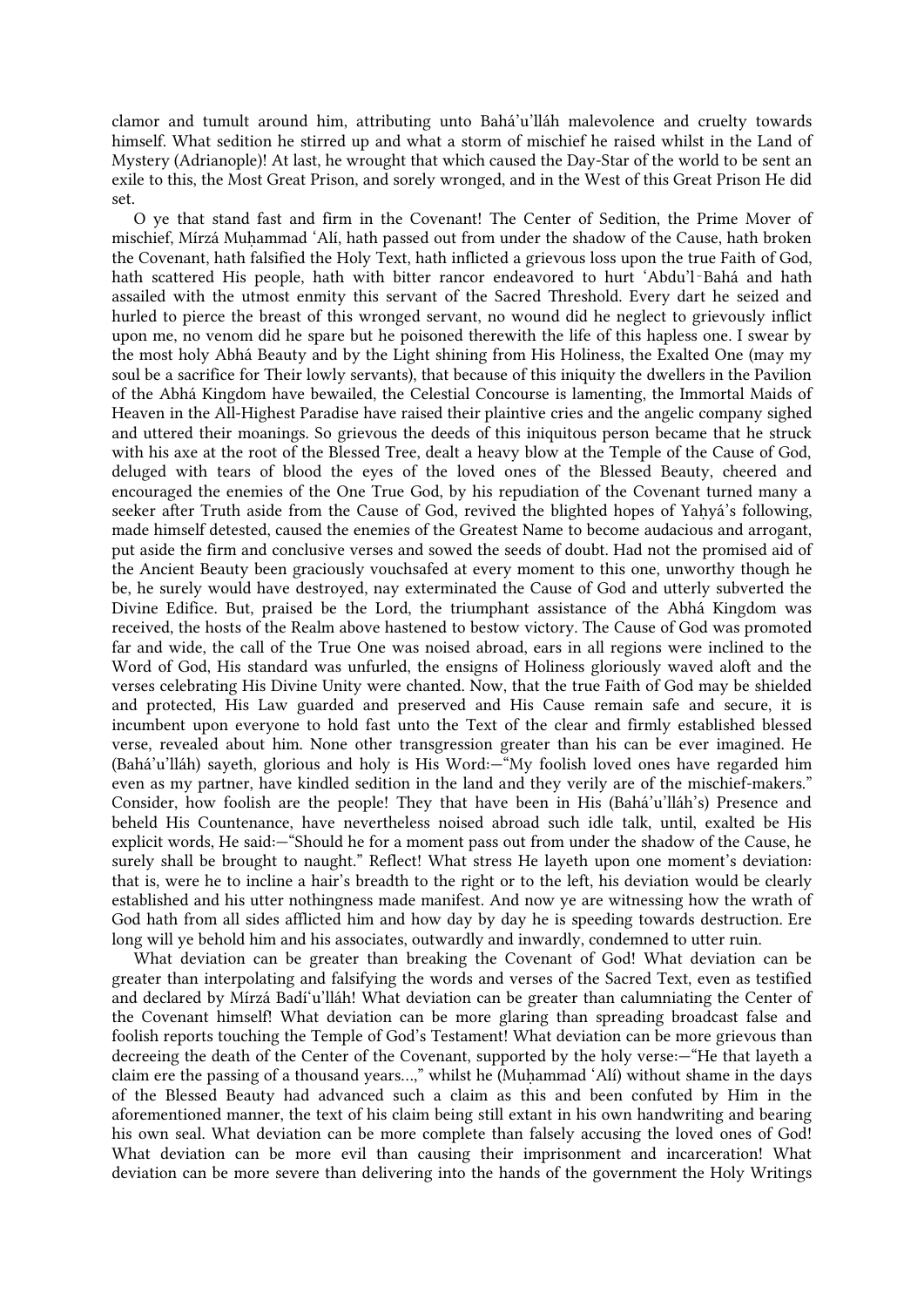clamor and tumult around him, attributing unto Bahá'u'lláh malevolence and cruelty towards himself. What sedition he stirred up and what a storm of mischief he raised whilst in the Land of Mystery (Adrianople)! At last, he wrought that which caused the Day-Star of the world to be sent an exile to this, the Most Great Prison, and sorely wronged, and in the West of this Great Prison He did set.

O ye that stand fast and firm in the Covenant! The Center of Sedition, the Prime Mover of mischief, Mírzá Muḥammad 'Alí, hath passed out from under the shadow of the Cause, hath broken the Covenant, hath falsified the Holy Text, hath inflicted a grievous loss upon the true Faith of God, hath scattered His people, hath with bitter rancor endeavored to hurt 'Abdu'l-Bahá and hath assailed with the utmost enmity this servant of the Sacred Threshold. Every dart he seized and hurled to pierce the breast of this wronged servant, no wound did he neglect to grievously inflict upon me, no venom did he spare but he poisoned therewith the life of this hapless one. I swear by the most holy Abhá Beauty and by the Light shining from His Holiness, the Exalted One (may my soul be a sacrifice for Their lowly servants), that because of this iniquity the dwellers in the Pavilion of the Abhá Kingdom have bewailed, the Celestial Concourse is lamenting, the Immortal Maids of Heaven in the All-Highest Paradise have raised their plaintive cries and the angelic company sighed and uttered their moanings. So grievous the deeds of this iniquitous person became that he struck with his axe at the root of the Blessed Tree, dealt a heavy blow at the Temple of the Cause of God, deluged with tears of blood the eyes of the loved ones of the Blessed Beauty, cheered and encouraged the enemies of the One True God, by his repudiation of the Covenant turned many a seeker after Truth aside from the Cause of God, revived the blighted hopes of Yaḥyá's following, made himself detested, caused the enemies of the Greatest Name to become audacious and arrogant, put aside the firm and conclusive verses and sowed the seeds of doubt. Had not the promised aid of the Ancient Beauty been graciously vouchsafed at every moment to this one, unworthy though he be, he surely would have destroyed, nay exterminated the Cause of God and utterly subverted the Divine Edifice. But, praised be the Lord, the triumphant assistance of the Abhá Kingdom was received, the hosts of the Realm above hastened to bestow victory. The Cause of God was promoted far and wide, the call of the True One was noised abroad, ears in all regions were inclined to the Word of God, His standard was unfurled, the ensigns of Holiness gloriously waved aloft and the verses celebrating His Divine Unity were chanted. Now, that the true Faith of God may be shielded and protected, His Law guarded and preserved and His Cause remain safe and secure, it is incumbent upon everyone to hold fast unto the Text of the clear and firmly established blessed verse, revealed about him. None other transgression greater than his can be ever imagined. He (Bahá'u'lláh) sayeth, glorious and holy is His Word:—"My foolish loved ones have regarded him even as my partner, have kindled sedition in the land and they verily are of the mischief-makers." Consider, how foolish are the people! They that have been in His (Bahá'u'lláh's) Presence and beheld His Countenance, have nevertheless noised abroad such idle talk, until, exalted be His explicit words, He said:—"Should he for a moment pass out from under the shadow of the Cause, he surely shall be brought to naught." Reflect! What stress He layeth upon one moment's deviation: that is, were he to incline a hair's breadth to the right or to the left, his deviation would be clearly established and his utter nothingness made manifest. And now ye are witnessing how the wrath of God hath from all sides afflicted him and how day by day he is speeding towards destruction. Ere long will ye behold him and his associates, outwardly and inwardly, condemned to utter ruin.

What deviation can be greater than breaking the Covenant of God! What deviation can be greater than interpolating and falsifying the words and verses of the Sacred Text, even as testified and declared by Mírzá Badí'u'lláh! What deviation can be greater than calumniating the Center of the Covenant himself! What deviation can be more glaring than spreading broadcast false and foolish reports touching the Temple of God's Testament! What deviation can be more grievous than decreeing the death of the Center of the Covenant, supported by the holy verse:—"He that layeth a claim ere the passing of a thousand years...," whilst he (Muḥammad 'Alí) without shame in the days of the Blessed Beauty had advanced such a claim as this and been confuted by Him in the aforementioned manner, the text of his claim being still extant in his own handwriting and bearing his own seal. What deviation can be more complete than falsely accusing the loved ones of God! What deviation can be more evil than causing their imprisonment and incarceration! What deviation can be more severe than delivering into the hands of the government the Holy Writings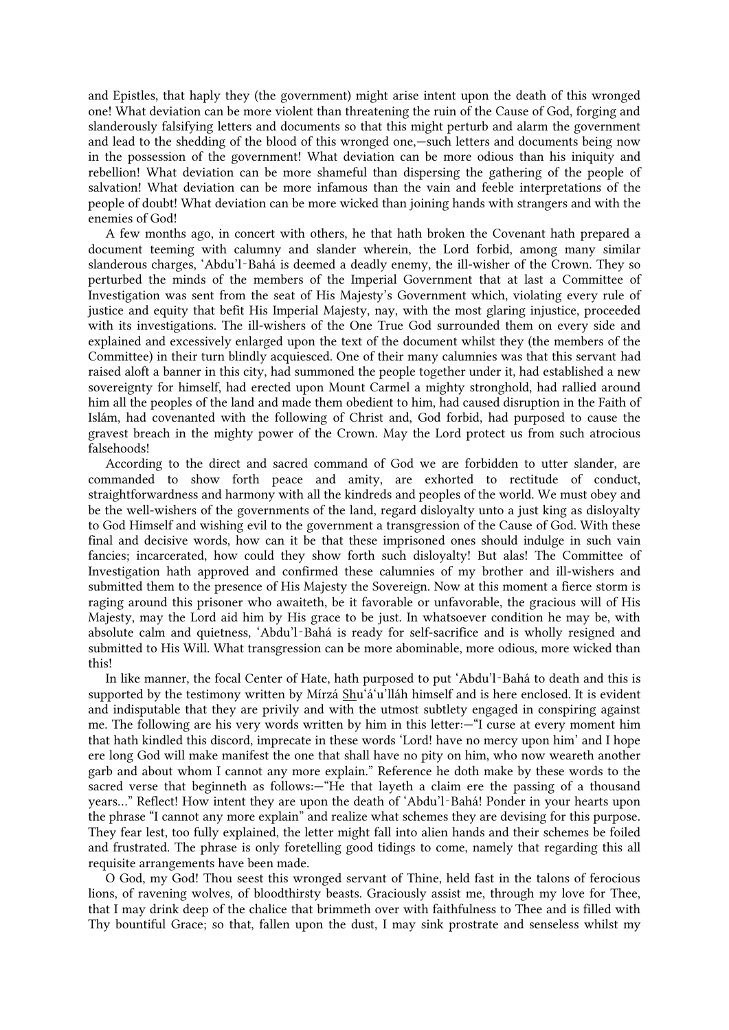and Epistles, that haply they (the government) might arise intent upon the death of this wronged one! What deviation can be more violent than threatening the ruin of the Cause of God, forging and slanderously falsifying letters and documents so that this might perturb and alarm the government and lead to the shedding of the blood of this wronged one,—such letters and documents being now in the possession of the government! What deviation can be more odious than his iniquity and rebellion! What deviation can be more shameful than dispersing the gathering of the people of salvation! What deviation can be more infamous than the vain and feeble interpretations of the people of doubt! What deviation can be more wicked than joining hands with strangers and with the enemies of God!

A few months ago, in concert with others, he that hath broken the Covenant hath prepared a document teeming with calumny and slander wherein, the Lord forbid, among many similar slanderous charges, ‘Abdu’l‑Bahá is deemed a deadly enemy, the ill-wisher of the Crown. They so perturbed the minds of the members of the Imperial Government that at last a Committee of Investigation was sent from the seat of His Majesty’s Government which, violating every rule of justice and equity that befit His Imperial Majesty, nay, with the most glaring injustice, proceeded with its investigations. The ill-wishers of the One True God surrounded them on every side and explained and excessively enlarged upon the text of the document whilst they (the members of the Committee) in their turn blindly acquiesced. One of their many calumnies was that this servant had raised aloft a banner in this city, had summoned the people together under it, had established a new sovereignty for himself, had erected upon Mount Carmel a mighty stronghold, had rallied around him all the peoples of the land and made them obedient to him, had caused disruption in the Faith of Islám, had covenanted with the following of Christ and, God forbid, had purposed to cause the gravest breach in the mighty power of the Crown. May the Lord protect us from such atrocious falsehoods!

According to the direct and sacred command of God we are forbidden to utter slander, are commanded to show forth peace and amity, are exhorted to rectitude of conduct, straightforwardness and harmony with all the kindreds and peoples of the world. We must obey and be the well-wishers of the governments of the land, regard disloyalty unto a just king as disloyalty to God Himself and wishing evil to the government a transgression of the Cause of God. With these final and decisive words, how can it be that these imprisoned ones should indulge in such vain fancies; incarcerated, how could they show forth such disloyalty! But alas! The Committee of Investigation hath approved and confirmed these calumnies of my brother and ill-wishers and submitted them to the presence of His Majesty the Sovereign. Now at this moment a fierce storm is raging around this prisoner who awaiteth, be it favorable or unfavorable, the gracious will of His Majesty, may the Lord aid him by His grace to be just. In whatsoever condition he may be, with absolute calm and quietness, ‘Abdu’l‑Bahá is ready for self-sacrifice and is wholly resigned and submitted to His Will. What transgression can be more abominable, more odious, more wicked than this!

In like manner, the focal Center of Hate, hath purposed to put ‘Abdu’l‑Bahá to death and this is supported by the testimony written by Mírzá Shu‘á‘u’lláh himself and is here enclosed. It is evident and indisputable that they are privily and with the utmost subtlety engaged in conspiring against me. The following are his very words written by him in this letter:—“I curse at every moment him that hath kindled this discord, imprecate in these words ‘Lord! have no mercy upon him’ and I hope ere long God will make manifest the one that shall have no pity on him, who now weareth another garb and about whom I cannot any more explain.” Reference he doth make by these words to the sacred verse that beginneth as follows:—“He that layeth a claim ere the passing of a thousand years…” Reflect! How intent they are upon the death of ‘Abdu’l‑Bahá! Ponder in your hearts upon the phrase “I cannot any more explain” and realize what schemes they are devising for this purpose. They fear lest, too fully explained, the letter might fall into alien hands and their schemes be foiled and frustrated. The phrase is only foretelling good tidings to come, namely that regarding this all requisite arrangements have been made.

O God, my God! Thou seest this wronged servant of Thine, held fast in the talons of ferocious lions, of ravening wolves, of bloodthirsty beasts. Graciously assist me, through my love for Thee, that I may drink deep of the chalice that brimmeth over with faithfulness to Thee and is filled with Thy bountiful Grace; so that, fallen upon the dust, I may sink prostrate and senseless whilst my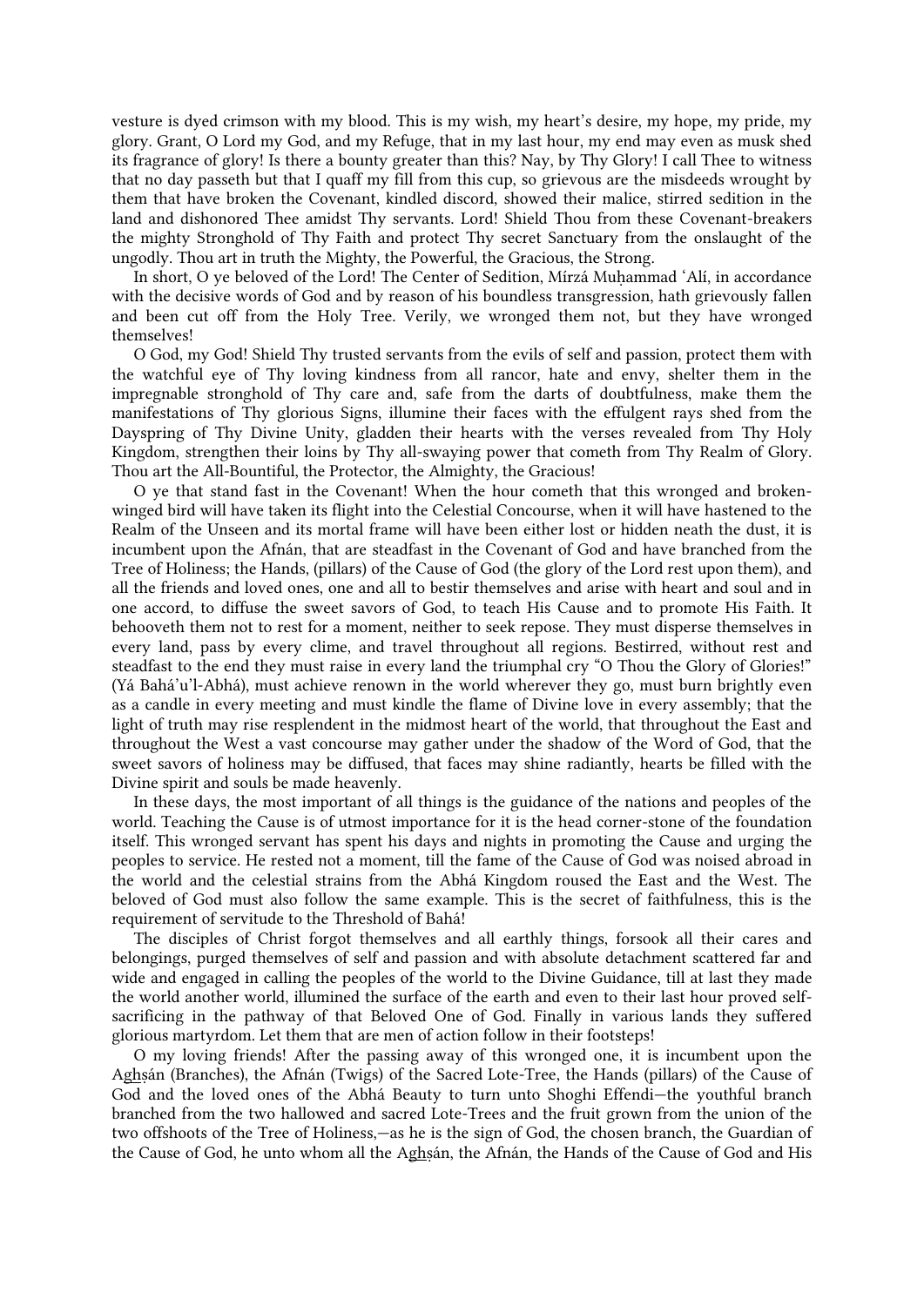vesture is dyed crimson with my blood. This is my wish, my heart's desire, my hope, my pride, my glory. Grant, O Lord my God, and my Refuge, that in my last hour, my end may even as musk shed its fragrance of glory! Is there a bounty greater than this? Nay, by Thy Glory! I call Thee to witness that no day passeth but that I quaff my fill from this cup, so grievous are the misdeeds wrought by them that have broken the Covenant, kindled discord, showed their malice, stirred sedition in the land and dishonored Thee amidst Thy servants. Lord! Shield Thou from these Covenant-breakers the mighty Stronghold of Thy Faith and protect Thy secret Sanctuary from the onslaught of the ungodly. Thou art in truth the Mighty, the Powerful, the Gracious, the Strong.

In short, O ye beloved of the Lord! The Center of Sedition, Mírzá Muḥammad ʿAlí, in accordance with the decisive words of God and by reason of his boundless transgression, hath grievously fallen and been cut off from the Holy Tree. Verily, we wronged them not, but they have wronged themselves!

O God, my God! Shield Thy trusted servants from the evils of self and passion, protect them with the watchful eye of Thy loving kindness from all rancor, hate and envy, shelter them in the impregnable stronghold of Thy care and, safe from the darts of doubtfulness, make them the manifestations of Thy glorious Signs, illumine their faces with the effulgent rays shed from the Dayspring of Thy Divine Unity, gladden their hearts with the verses revealed from Thy Holy Kingdom, strengthen their loins by Thy all-swaying power that cometh from Thy Realm of Glory. Thou art the All-Bountiful, the Protector, the Almighty, the Gracious!

O ye that stand fast in the Covenant! When the hour cometh that this wronged and broken-winged bird will have taken its flight into the Celestial Concourse, when it will have hastened to the Realm of the Unseen and its mortal frame will have been either lost or hidden neath the dust, it is incumbent upon the Afnán, that are steadfast in the Covenant of God and have branched from the Tree of Holiness; the Hands, (pillars) of the Cause of God (the glory of the Lord rest upon them), and all the friends and loved ones, one and all to bestir themselves and arise with heart and soul and in one accord, to diffuse the sweet savors of God, to teach His Cause and to promote His Faith. It behooveth them not to rest for a moment, neither to seek repose. They must disperse themselves in every land, pass by every clime, and travel throughout all regions. Bestirred, without rest and steadfast to the end they must raise in every land the triumphal cry "O Thou the Glory of Glories!" (Yá Bahá'u'l-Abhá), must achieve renown in the world wherever they go, must burn brightly even as a candle in every meeting and must kindle the flame of Divine love in every assembly; that the light of truth may rise resplendent in the midmost heart of the world, that throughout the East and throughout the West a vast concourse may gather under the shadow of the Word of God, that the sweet savors of holiness may be diffused, that faces may shine radiantly, hearts be filled with the Divine spirit and souls be made heavenly.

In these days, the most important of all things is the guidance of the nations and peoples of the world. Teaching the Cause is of utmost importance for it is the head corner-stone of the foundation itself. This wronged servant has spent his days and nights in promoting the Cause and urging the peoples to service. He rested not a moment, till the fame of the Cause of God was noised abroad in the world and the celestial strains from the Abhá Kingdom roused the East and the West. The beloved of God must also follow the same example. This is the secret of faithfulness, this is the requirement of servitude to the Threshold of Bahá!

The disciples of Christ forgot themselves and all earthly things, forsook all their cares and belongings, purged themselves of self and passion and with absolute detachment scattered far and wide and engaged in calling the peoples of the world to the Divine Guidance, till at last they made the world another world, illumined the surface of the earth and even to their last hour proved self-sacrificing in the pathway of that Beloved One of God. Finally in various lands they suffered glorious martyrdom. Let them that are men of action follow in their footsteps!

O my loving friends! After the passing away of this wronged one, it is incumbent upon the Aghṣán (Branches), the Afnán (Twigs) of the Sacred Lote-Tree, the Hands (pillars) of the Cause of God and the loved ones of the Abhá Beauty to turn unto Shoghi Effendi—the youthful branch branched from the two hallowed and sacred Lote-Trees and the fruit grown from the union of the two offshoots of the Tree of Holiness,—as he is the sign of God, the chosen branch, the Guardian of the Cause of God, he unto whom all the Aghṣán, the Afnán, the Hands of the Cause of God and His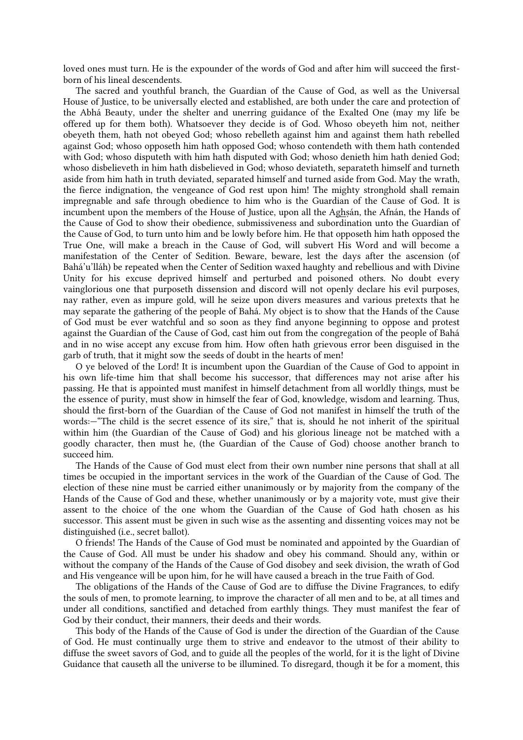loved ones must turn. He is the expounder of the words of God and after him will succeed the first-born of his lineal descendents.

The sacred and youthful branch, the Guardian of the Cause of God, as well as the Universal House of Justice, to be universally elected and established, are both under the care and protection of the Abhá Beauty, under the shelter and unerring guidance of the Exalted One (may my life be offered up for them both). Whatsoever they decide is of God. Whoso obeyeth him not, neither obeyeth them, hath not obeyed God; whoso rebelleth against him and against them hath rebelled against God; whoso opposeth him hath opposed God; whoso contendeth with them hath contended with God; whoso disputeth with him hath disputed with God; whoso denieth him hath denied God; whoso disbelieveth in him hath disbelieved in God; whoso deviateth, separateth himself and turneth aside from him hath in truth deviated, separated himself and turned aside from God. May the wrath, the fierce indignation, the vengeance of God rest upon him! The mighty stronghold shall remain impregnable and safe through obedience to him who is the Guardian of the Cause of God. It is incumbent upon the members of the House of Justice, upon all the Aghṣán, the Afnán, the Hands of the Cause of God to show their obedience, submissiveness and subordination unto the Guardian of the Cause of God, to turn unto him and be lowly before him. He that opposeth him hath opposed the True One, will make a breach in the Cause of God, will subvert His Word and will become a manifestation of the Center of Sedition. Beware, beware, lest the days after the ascension (of Bahá'u'lláh) be repeated when the Center of Sedition waxed haughty and rebellious and with Divine Unity for his excuse deprived himself and perturbed and poisoned others. No doubt every vainglorious one that purposeth dissension and discord will not openly declare his evil purposes, nay rather, even as impure gold, will he seize upon divers measures and various pretexts that he may separate the gathering of the people of Bahá. My object is to show that the Hands of the Cause of God must be ever watchful and so soon as they find anyone beginning to oppose and protest against the Guardian of the Cause of God, cast him out from the congregation of the people of Bahá and in no wise accept any excuse from him. How often hath grievous error been disguised in the garb of truth, that it might sow the seeds of doubt in the hearts of men!

O ye beloved of the Lord! It is incumbent upon the Guardian of the Cause of God to appoint in his own life-time him that shall become his successor, that differences may not arise after his passing. He that is appointed must manifest in himself detachment from all worldly things, must be the essence of purity, must show in himself the fear of God, knowledge, wisdom and learning. Thus, should the first-born of the Guardian of the Cause of God not manifest in himself the truth of the words:—"The child is the secret essence of its sire," that is, should he not inherit of the spiritual within him (the Guardian of the Cause of God) and his glorious lineage not be matched with a goodly character, then must he, (the Guardian of the Cause of God) choose another branch to succeed him.

The Hands of the Cause of God must elect from their own number nine persons that shall at all times be occupied in the important services in the work of the Guardian of the Cause of God. The election of these nine must be carried either unanimously or by majority from the company of the Hands of the Cause of God and these, whether unanimously or by a majority vote, must give their assent to the choice of the one whom the Guardian of the Cause of God hath chosen as his successor. This assent must be given in such wise as the assenting and dissenting voices may not be distinguished (i.e., secret ballot).

O friends! The Hands of the Cause of God must be nominated and appointed by the Guardian of the Cause of God. All must be under his shadow and obey his command. Should any, within or without the company of the Hands of the Cause of God disobey and seek division, the wrath of God and His vengeance will be upon him, for he will have caused a breach in the true Faith of God.

The obligations of the Hands of the Cause of God are to diffuse the Divine Fragrances, to edify the souls of men, to promote learning, to improve the character of all men and to be, at all times and under all conditions, sanctified and detached from earthly things. They must manifest the fear of God by their conduct, their manners, their deeds and their words.

This body of the Hands of the Cause of God is under the direction of the Guardian of the Cause of God. He must continually urge them to strive and endeavor to the utmost of their ability to diffuse the sweet savors of God, and to guide all the peoples of the world, for it is the light of Divine Guidance that causeth all the universe to be illumined. To disregard, though it be for a moment, this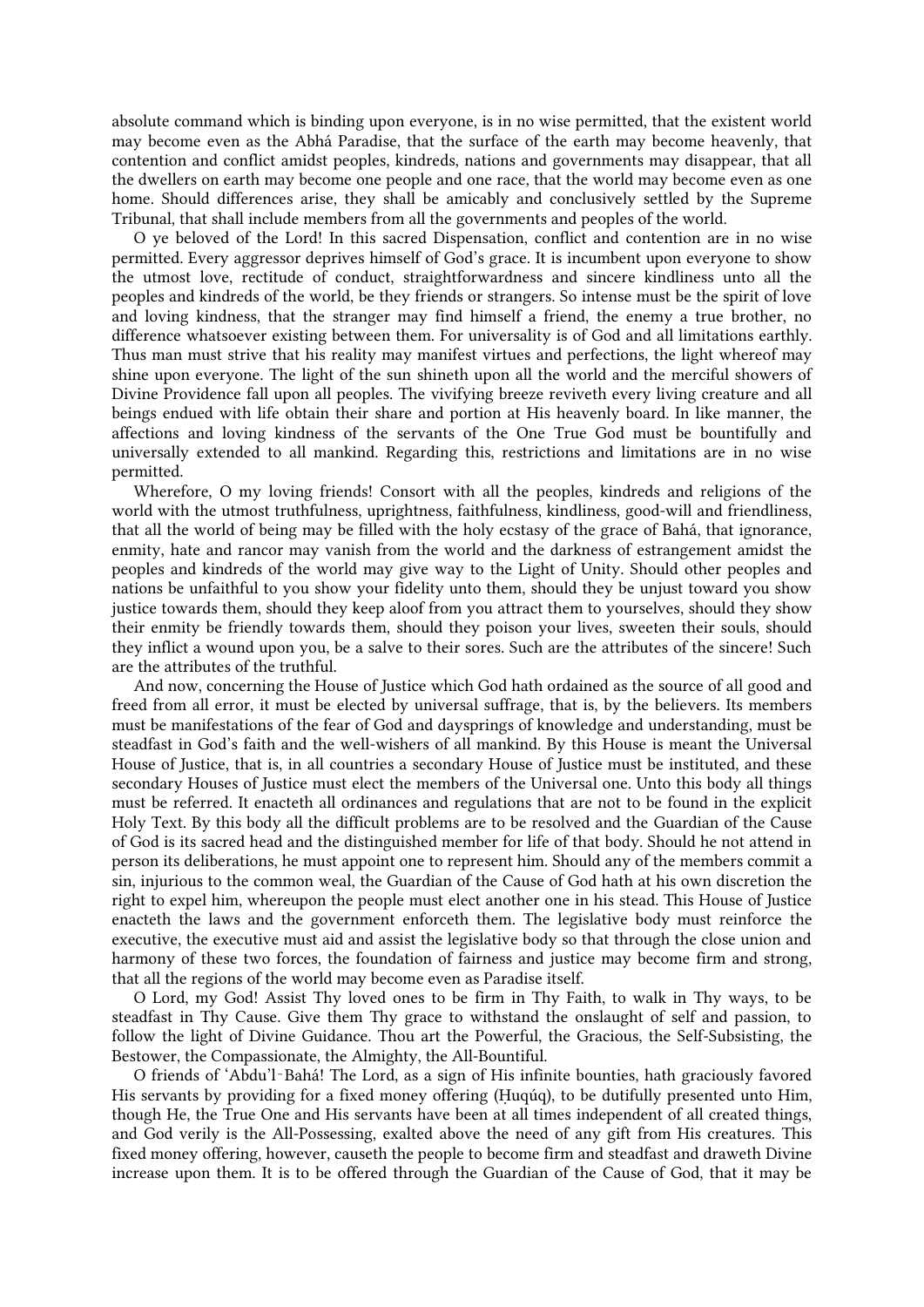absolute command which is binding upon everyone, is in no wise permitted, that the existent world may become even as the Abhá Paradise, that the surface of the earth may become heavenly, that contention and conflict amidst peoples, kindreds, nations and governments may disappear, that all the dwellers on earth may become one people and one race, that the world may become even as one home. Should differences arise, they shall be amicably and conclusively settled by the Supreme Tribunal, that shall include members from all the governments and peoples of the world.

O ye beloved of the Lord! In this sacred Dispensation, conflict and contention are in no wise permitted. Every aggressor deprives himself of God's grace. It is incumbent upon everyone to show the utmost love, rectitude of conduct, straightforwardness and sincere kindliness unto all the peoples and kindreds of the world, be they friends or strangers. So intense must be the spirit of love and loving kindness, that the stranger may find himself a friend, the enemy a true brother, no difference whatsoever existing between them. For universality is of God and all limitations earthly. Thus man must strive that his reality may manifest virtues and perfections, the light whereof may shine upon everyone. The light of the sun shineth upon all the world and the merciful showers of Divine Providence fall upon all peoples. The vivifying breeze reviveth every living creature and all beings endued with life obtain their share and portion at His heavenly board. In like manner, the affections and loving kindness of the servants of the One True God must be bountifully and universally extended to all mankind. Regarding this, restrictions and limitations are in no wise permitted.

Wherefore, O my loving friends! Consort with all the peoples, kindreds and religions of the world with the utmost truthfulness, uprightness, faithfulness, kindliness, good-will and friendliness, that all the world of being may be filled with the holy ecstasy of the grace of Bahá, that ignorance, enmity, hate and rancor may vanish from the world and the darkness of estrangement amidst the peoples and kindreds of the world may give way to the Light of Unity. Should other peoples and nations be unfaithful to you show your fidelity unto them, should they be unjust toward you show justice towards them, should they keep aloof from you attract them to yourselves, should they show their enmity be friendly towards them, should they poison your lives, sweeten their souls, should they inflict a wound upon you, be a salve to their sores. Such are the attributes of the sincere! Such are the attributes of the truthful.

And now, concerning the House of Justice which God hath ordained as the source of all good and freed from all error, it must be elected by universal suffrage, that is, by the believers. Its members must be manifestations of the fear of God and daysprings of knowledge and understanding, must be steadfast in God's faith and the well-wishers of all mankind. By this House is meant the Universal House of Justice, that is, in all countries a secondary House of Justice must be instituted, and these secondary Houses of Justice must elect the members of the Universal one. Unto this body all things must be referred. It enacteth all ordinances and regulations that are not to be found in the explicit Holy Text. By this body all the difficult problems are to be resolved and the Guardian of the Cause of God is its sacred head and the distinguished member for life of that body. Should he not attend in person its deliberations, he must appoint one to represent him. Should any of the members commit a sin, injurious to the common weal, the Guardian of the Cause of God hath at his own discretion the right to expel him, whereupon the people must elect another one in his stead. This House of Justice enacteth the laws and the government enforceth them. The legislative body must reinforce the executive, the executive must aid and assist the legislative body so that through the close union and harmony of these two forces, the foundation of fairness and justice may become firm and strong, that all the regions of the world may become even as Paradise itself.

O Lord, my God! Assist Thy loved ones to be firm in Thy Faith, to walk in Thy ways, to be steadfast in Thy Cause. Give them Thy grace to withstand the onslaught of self and passion, to follow the light of Divine Guidance. Thou art the Powerful, the Gracious, the Self-Subsisting, the Bestower, the Compassionate, the Almighty, the All-Bountiful.

O friends of 'Abdu'l‑Bahá! The Lord, as a sign of His infinite bounties, hath graciously favored His servants by providing for a fixed money offering (Ḥuqúq), to be dutifully presented unto Him, though He, the True One and His servants have been at all times independent of all created things, and God verily is the All-Possessing, exalted above the need of any gift from His creatures. This fixed money offering, however, causeth the people to become firm and steadfast and draweth Divine increase upon them. It is to be offered through the Guardian of the Cause of God, that it may be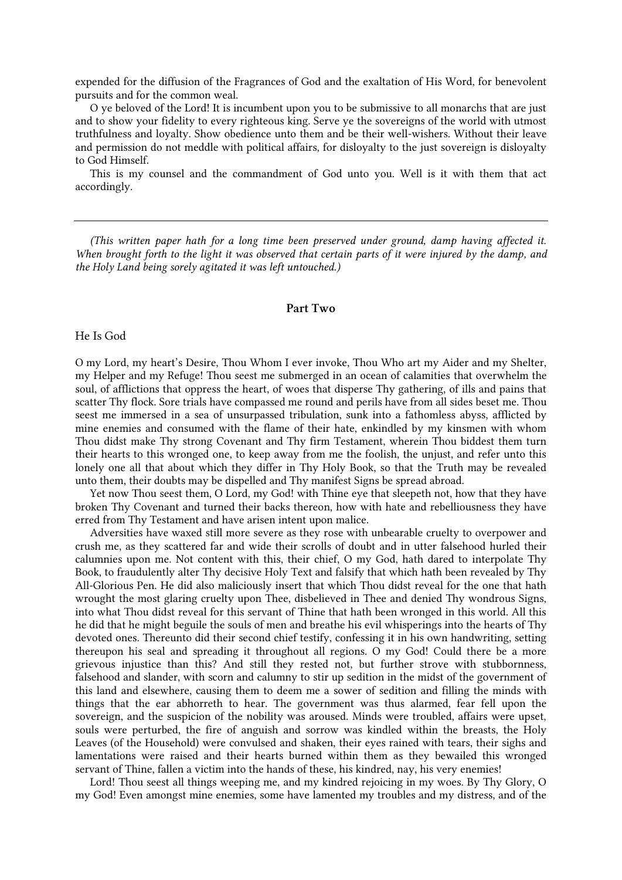expended for the diffusion of the Fragrances of God and the exaltation of His Word, for benevolent pursuits and for the common weal.

O ye beloved of the Lord! It is incumbent upon you to be submissive to all monarchs that are just and to show your fidelity to every righteous king. Serve ye the sovereigns of the world with utmost truthfulness and loyalty. Show obedience unto them and be their well-wishers. Without their leave and permission do not meddle with political affairs, for disloyalty to the just sovereign is disloyalty to God Himself.

This is my counsel and the commandment of God unto you. Well is it with them that act accordingly.

---

*(This written paper hath for a long time been preserved under ground, damp having affected it. When brought forth to the light it was observed that certain parts of it were injured by the damp, and the Holy Land being sorely agitated it was left untouched.)*

## Part Two

He Is God

O my Lord, my heart's Desire, Thou Whom I ever invoke, Thou Who art my Aider and my Shelter, my Helper and my Refuge! Thou seest me submerged in an ocean of calamities that overwhelm the soul, of afflictions that oppress the heart, of woes that disperse Thy gathering, of ills and pains that scatter Thy flock. Sore trials have compassed me round and perils have from all sides beset me. Thou seest me immersed in a sea of unsurpassed tribulation, sunk into a fathomless abyss, afflicted by mine enemies and consumed with the flame of their hate, enkindled by my kinsmen with whom Thou didst make Thy strong Covenant and Thy firm Testament, wherein Thou biddest them turn their hearts to this wronged one, to keep away from me the foolish, the unjust, and refer unto this lonely one all that about which they differ in Thy Holy Book, so that the Truth may be revealed unto them, their doubts may be dispelled and Thy manifest Signs be spread abroad.

Yet now Thou seest them, O Lord, my God! with Thine eye that sleepeth not, how that they have broken Thy Covenant and turned their backs thereon, how with hate and rebelliousness they have erred from Thy Testament and have arisen intent upon malice.

Adversities have waxed still more severe as they rose with unbearable cruelty to overpower and crush me, as they scattered far and wide their scrolls of doubt and in utter falsehood hurled their calumnies upon me. Not content with this, their chief, O my God, hath dared to interpolate Thy Book, to fraudulently alter Thy decisive Holy Text and falsify that which hath been revealed by Thy All-Glorious Pen. He did also maliciously insert that which Thou didst reveal for the one that hath wrought the most glaring cruelty upon Thee, disbelieved in Thee and denied Thy wondrous Signs, into what Thou didst reveal for this servant of Thine that hath been wronged in this world. All this he did that he might beguile the souls of men and breathe his evil whisperings into the hearts of Thy devoted ones. Thereunto did their second chief testify, confessing it in his own handwriting, setting thereupon his seal and spreading it throughout all regions. O my God! Could there be a more grievous injustice than this? And still they rested not, but further strove with stubbornness, falsehood and slander, with scorn and calumny to stir up sedition in the midst of the government of this land and elsewhere, causing them to deem me a sower of sedition and filling the minds with things that the ear abhorreth to hear. The government was thus alarmed, fear fell upon the sovereign, and the suspicion of the nobility was aroused. Minds were troubled, affairs were upset, souls were perturbed, the fire of anguish and sorrow was kindled within the breasts, the Holy Leaves (of the Household) were convulsed and shaken, their eyes rained with tears, their sighs and lamentations were raised and their hearts burned within them as they bewailed this wronged servant of Thine, fallen a victim into the hands of these, his kindred, nay, his very enemies!

Lord! Thou seest all things weeping me, and my kindred rejoicing in my woes. By Thy Glory, O my God! Even amongst mine enemies, some have lamented my troubles and my distress, and of the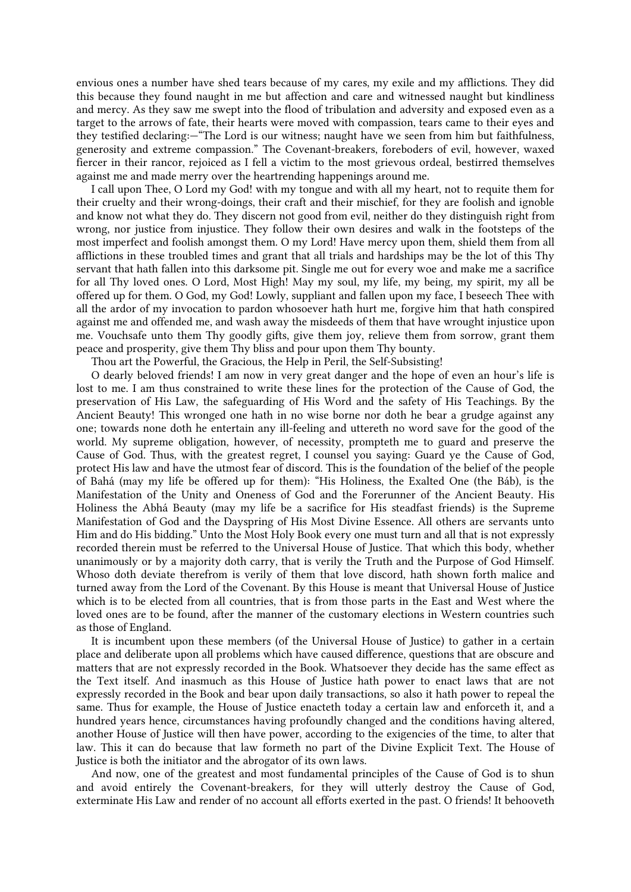envious ones a number have shed tears because of my cares, my exile and my afflictions. They did this because they found naught in me but affection and care and witnessed naught but kindliness and mercy. As they saw me swept into the flood of tribulation and adversity and exposed even as a target to the arrows of fate, their hearts were moved with compassion, tears came to their eyes and they testified declaring:—"The Lord is our witness; naught have we seen from him but faithfulness, generosity and extreme compassion." The Covenant-breakers, foreboders of evil, however, waxed fiercer in their rancor, rejoiced as I fell a victim to the most grievous ordeal, bestirred themselves against me and made merry over the heartrending happenings around me.

I call upon Thee, O Lord my God! with my tongue and with all my heart, not to requite them for their cruelty and their wrong-doings, their craft and their mischief, for they are foolish and ignoble and know not what they do. They discern not good from evil, neither do they distinguish right from wrong, nor justice from injustice. They follow their own desires and walk in the footsteps of the most imperfect and foolish amongst them. O my Lord! Have mercy upon them, shield them from all afflictions in these troubled times and grant that all trials and hardships may be the lot of this Thy servant that hath fallen into this darksome pit. Single me out for every woe and make me a sacrifice for all Thy loved ones. O Lord, Most High! May my soul, my life, my being, my spirit, my all be offered up for them. O God, my God! Lowly, suppliant and fallen upon my face, I beseech Thee with all the ardor of my invocation to pardon whosoever hath hurt me, forgive him that hath conspired against me and offended me, and wash away the misdeeds of them that have wrought injustice upon me. Vouchsafe unto them Thy goodly gifts, give them joy, relieve them from sorrow, grant them peace and prosperity, give them Thy bliss and pour upon them Thy bounty.

Thou art the Powerful, the Gracious, the Help in Peril, the Self-Subsisting!

O dearly beloved friends! I am now in very great danger and the hope of even an hour's life is lost to me. I am thus constrained to write these lines for the protection of the Cause of God, the preservation of His Law, the safeguarding of His Word and the safety of His Teachings. By the Ancient Beauty! This wronged one hath in no wise borne nor doth he bear a grudge against any one; towards none doth he entertain any ill-feeling and uttereth no word save for the good of the world. My supreme obligation, however, of necessity, prompteth me to guard and preserve the Cause of God. Thus, with the greatest regret, I counsel you saying: Guard ye the Cause of God, protect His law and have the utmost fear of discord. This is the foundation of the belief of the people of Bahá (may my life be offered up for them): "His Holiness, the Exalted One (the Báb), is the Manifestation of the Unity and Oneness of God and the Forerunner of the Ancient Beauty. His Holiness the Abhá Beauty (may my life be a sacrifice for His steadfast friends) is the Supreme Manifestation of God and the Dayspring of His Most Divine Essence. All others are servants unto Him and do His bidding." Unto the Most Holy Book every one must turn and all that is not expressly recorded therein must be referred to the Universal House of Justice. That which this body, whether unanimously or by a majority doth carry, that is verily the Truth and the Purpose of God Himself. Whoso doth deviate therefrom is verily of them that love discord, hath shown forth malice and turned away from the Lord of the Covenant. By this House is meant that Universal House of Justice which is to be elected from all countries, that is from those parts in the East and West where the loved ones are to be found, after the manner of the customary elections in Western countries such as those of England.

It is incumbent upon these members (of the Universal House of Justice) to gather in a certain place and deliberate upon all problems which have caused difference, questions that are obscure and matters that are not expressly recorded in the Book. Whatsoever they decide has the same effect as the Text itself. And inasmuch as this House of Justice hath power to enact laws that are not expressly recorded in the Book and bear upon daily transactions, so also it hath power to repeal the same. Thus for example, the House of Justice enacteth today a certain law and enforceth it, and a hundred years hence, circumstances having profoundly changed and the conditions having altered, another House of Justice will then have power, according to the exigencies of the time, to alter that law. This it can do because that law formeth no part of the Divine Explicit Text. The House of Justice is both the initiator and the abrogator of its own laws.

And now, one of the greatest and most fundamental principles of the Cause of God is to shun and avoid entirely the Covenant-breakers, for they will utterly destroy the Cause of God, exterminate His Law and render of no account all efforts exerted in the past. O friends! It behooveth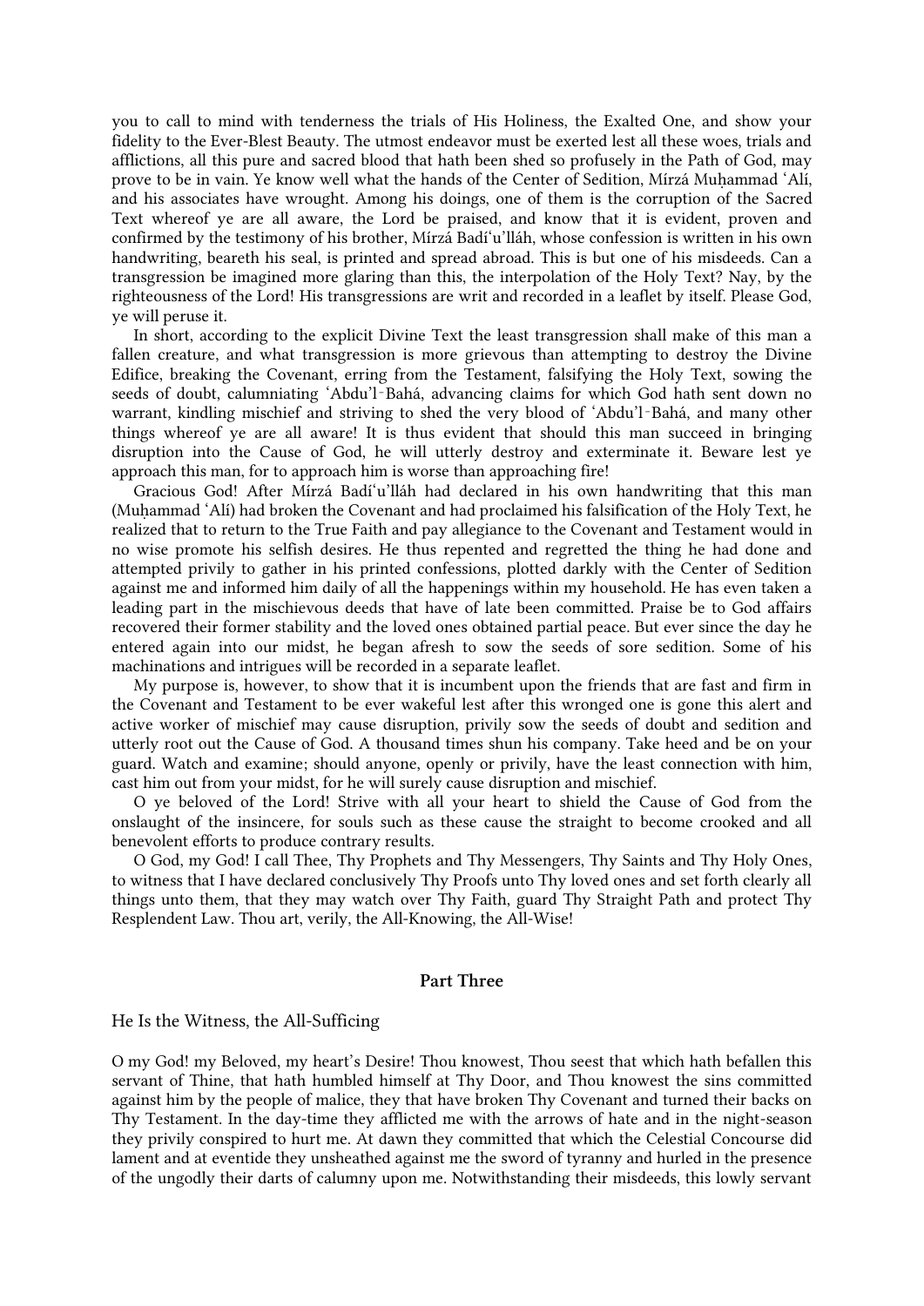you to call to mind with tenderness the trials of His Holiness, the Exalted One, and show your fidelity to the Ever-Blest Beauty. The utmost endeavor must be exerted lest all these woes, trials and afflictions, all this pure and sacred blood that hath been shed so profusely in the Path of God, may prove to be in vain. Ye know well what the hands of the Center of Sedition, Mírzá Muḥammad ʻAlí, and his associates have wrought. Among his doings, one of them is the corruption of the Sacred Text whereof ye are all aware, the Lord be praised, and know that it is evident, proven and confirmed by the testimony of his brother, Mírzá Badíʻu'lláh, whose confession is written in his own handwriting, beareth his seal, is printed and spread abroad. This is but one of his misdeeds. Can a transgression be imagined more glaring than this, the interpolation of the Holy Text? Nay, by the righteousness of the Lord! His transgressions are writ and recorded in a leaflet by itself. Please God, ye will peruse it.

In short, according to the explicit Divine Text the least transgression shall make of this man a fallen creature, and what transgression is more grievous than attempting to destroy the Divine Edifice, breaking the Covenant, erring from the Testament, falsifying the Holy Text, sowing the seeds of doubt, calumniating ʻAbdu'l-Bahá, advancing claims for which God hath sent down no warrant, kindling mischief and striving to shed the very blood of ʻAbdu'l-Bahá, and many other things whereof ye are all aware! It is thus evident that should this man succeed in bringing disruption into the Cause of God, he will utterly destroy and exterminate it. Beware lest ye approach this man, for to approach him is worse than approaching fire!

Gracious God! After Mírzá Badíʻu'lláh had declared in his own handwriting that this man (Muḥammad ʻAlí) had broken the Covenant and had proclaimed his falsification of the Holy Text, he realized that to return to the True Faith and pay allegiance to the Covenant and Testament would in no wise promote his selfish desires. He thus repented and regretted the thing he had done and attempted privily to gather in his printed confessions, plotted darkly with the Center of Sedition against me and informed him daily of all the happenings within my household. He has even taken a leading part in the mischievous deeds that have of late been committed. Praise be to God affairs recovered their former stability and the loved ones obtained partial peace. But ever since the day he entered again into our midst, he began afresh to sow the seeds of sore sedition. Some of his machinations and intrigues will be recorded in a separate leaflet.

My purpose is, however, to show that it is incumbent upon the friends that are fast and firm in the Covenant and Testament to be ever wakeful lest after this wronged one is gone this alert and active worker of mischief may cause disruption, privily sow the seeds of doubt and sedition and utterly root out the Cause of God. A thousand times shun his company. Take heed and be on your guard. Watch and examine; should anyone, openly or privily, have the least connection with him, cast him out from your midst, for he will surely cause disruption and mischief.

O ye beloved of the Lord! Strive with all your heart to shield the Cause of God from the onslaught of the insincere, for souls such as these cause the straight to become crooked and all benevolent efforts to produce contrary results.

O God, my God! I call Thee, Thy Prophets and Thy Messengers, Thy Saints and Thy Holy Ones, to witness that I have declared conclusively Thy Proofs unto Thy loved ones and set forth clearly all things unto them, that they may watch over Thy Faith, guard Thy Straight Path and protect Thy Resplendent Law. Thou art, verily, the All-Knowing, the All-Wise!

## Part Three

He Is the Witness, the All-Sufficing

O my God! my Beloved, my heart's Desire! Thou knowest, Thou seest that which hath befallen this servant of Thine, that hath humbled himself at Thy Door, and Thou knowest the sins committed against him by the people of malice, they that have broken Thy Covenant and turned their backs on Thy Testament. In the day-time they afflicted me with the arrows of hate and in the night-season they privily conspired to hurt me. At dawn they committed that which the Celestial Concourse did lament and at eventide they unsheathed against me the sword of tyranny and hurled in the presence of the ungodly their darts of calumny upon me. Notwithstanding their misdeeds, this lowly servant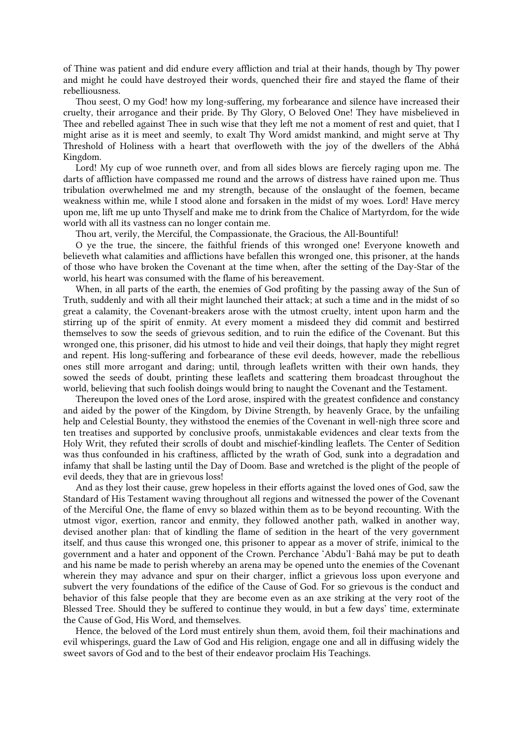of Thine was patient and did endure every affliction and trial at their hands, though by Thy power and might he could have destroyed their words, quenched their fire and stayed the flame of their rebelliousness.

Thou seest, O my God! how my long-suffering, my forbearance and silence have increased their cruelty, their arrogance and their pride. By Thy Glory, O Beloved One! They have misbelieved in Thee and rebelled against Thee in such wise that they left me not a moment of rest and quiet, that I might arise as it is meet and seemly, to exalt Thy Word amidst mankind, and might serve at Thy Threshold of Holiness with a heart that overfloweth with the joy of the dwellers of the Abhá Kingdom.

Lord! My cup of woe runneth over, and from all sides blows are fiercely raging upon me. The darts of affliction have compassed me round and the arrows of distress have rained upon me. Thus tribulation overwhelmed me and my strength, because of the onslaught of the foemen, became weakness within me, while I stood alone and forsaken in the midst of my woes. Lord! Have mercy upon me, lift me up unto Thyself and make me to drink from the Chalice of Martyrdom, for the wide world with all its vastness can no longer contain me.

Thou art, verily, the Merciful, the Compassionate, the Gracious, the All-Bountiful!

O ye the true, the sincere, the faithful friends of this wronged one! Everyone knoweth and believeth what calamities and afflictions have befallen this wronged one, this prisoner, at the hands of those who have broken the Covenant at the time when, after the setting of the Day-Star of the world, his heart was consumed with the flame of his bereavement.

When, in all parts of the earth, the enemies of God profiting by the passing away of the Sun of Truth, suddenly and with all their might launched their attack; at such a time and in the midst of so great a calamity, the Covenant-breakers arose with the utmost cruelty, intent upon harm and the stirring up of the spirit of enmity. At every moment a misdeed they did commit and bestirred themselves to sow the seeds of grievous sedition, and to ruin the edifice of the Covenant. But this wronged one, this prisoner, did his utmost to hide and veil their doings, that haply they might regret and repent. His long-suffering and forbearance of these evil deeds, however, made the rebellious ones still more arrogant and daring; until, through leaflets written with their own hands, they sowed the seeds of doubt, printing these leaflets and scattering them broadcast throughout the world, believing that such foolish doings would bring to naught the Covenant and the Testament.

Thereupon the loved ones of the Lord arose, inspired with the greatest confidence and constancy and aided by the power of the Kingdom, by Divine Strength, by heavenly Grace, by the unfailing help and Celestial Bounty, they withstood the enemies of the Covenant in well-nigh three score and ten treatises and supported by conclusive proofs, unmistakable evidences and clear texts from the Holy Writ, they refuted their scrolls of doubt and mischief-kindling leaflets. The Center of Sedition was thus confounded in his craftiness, afflicted by the wrath of God, sunk into a degradation and infamy that shall be lasting until the Day of Doom. Base and wretched is the plight of the people of evil deeds, they that are in grievous loss!

And as they lost their cause, grew hopeless in their efforts against the loved ones of God, saw the Standard of His Testament waving throughout all regions and witnessed the power of the Covenant of the Merciful One, the flame of envy so blazed within them as to be beyond recounting. With the utmost vigor, exertion, rancor and enmity, they followed another path, walked in another way, devised another plan: that of kindling the flame of sedition in the heart of the very government itself, and thus cause this wronged one, this prisoner to appear as a mover of strife, inimical to the government and a hater and opponent of the Crown. Perchance ʻAbdu'l‑Bahá may be put to death and his name be made to perish whereby an arena may be opened unto the enemies of the Covenant wherein they may advance and spur on their charger, inflict a grievous loss upon everyone and subvert the very foundations of the edifice of the Cause of God. For so grievous is the conduct and behavior of this false people that they are become even as an axe striking at the very root of the Blessed Tree. Should they be suffered to continue they would, in but a few days' time, exterminate the Cause of God, His Word, and themselves.

Hence, the beloved of the Lord must entirely shun them, avoid them, foil their machinations and evil whisperings, guard the Law of God and His religion, engage one and all in diffusing widely the sweet savors of God and to the best of their endeavor proclaim His Teachings.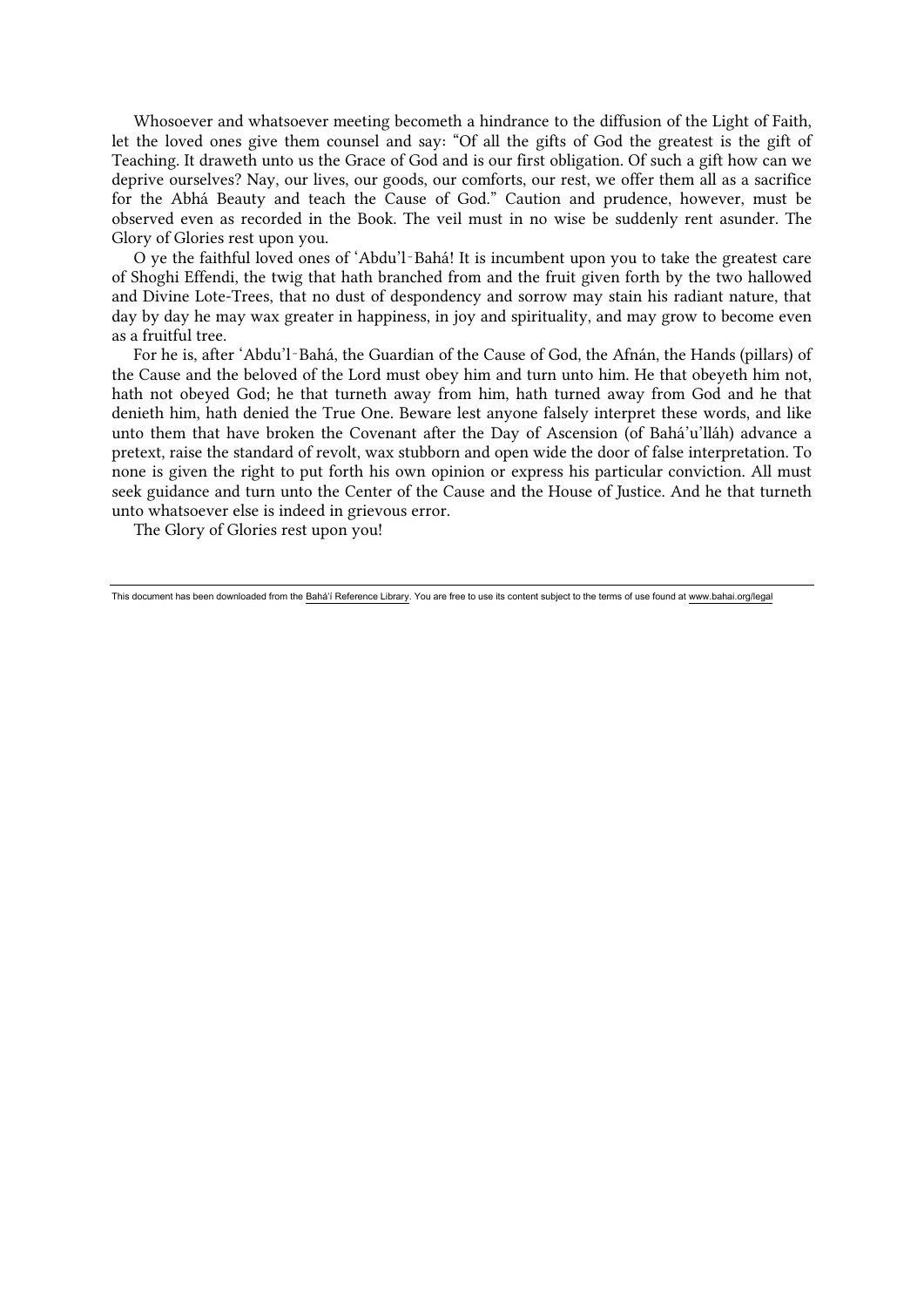Whosoever and whatsoever meeting becometh a hindrance to the diffusion of the Light of Faith, let the loved ones give them counsel and say: "Of all the gifts of God the greatest is the gift of Teaching. It draweth unto us the Grace of God and is our first obligation. Of such a gift how can we deprive ourselves? Nay, our lives, our goods, our comforts, our rest, we offer them all as a sacrifice for the Abhá Beauty and teach the Cause of God." Caution and prudence, however, must be observed even as recorded in the Book. The veil must in no wise be suddenly rent asunder. The Glory of Glories rest upon you.

O ye the faithful loved ones of ʻAbdu'l‑Bahá! It is incumbent upon you to take the greatest care of Shoghi Effendi, the twig that hath branched from and the fruit given forth by the two hallowed and Divine Lote-Trees, that no dust of despondency and sorrow may stain his radiant nature, that day by day he may wax greater in happiness, in joy and spirituality, and may grow to become even as a fruitful tree.

For he is, after ʻAbdu'l‑Bahá, the Guardian of the Cause of God, the Afnán, the Hands (pillars) of the Cause and the beloved of the Lord must obey him and turn unto him. He that obeyeth him not, hath not obeyed God; he that turneth away from him, hath turned away from God and he that denieth him, hath denied the True One. Beware lest anyone falsely interpret these words, and like unto them that have broken the Covenant after the Day of Ascension (of Bahá'u'lláh) advance a pretext, raise the standard of revolt, wax stubborn and open wide the door of false interpretation. To none is given the right to put forth his own opinion or express his particular conviction. All must seek guidance and turn unto the Center of the Cause and the House of Justice. And he that turneth unto whatsoever else is indeed in grievous error.

The Glory of Glories rest upon you!